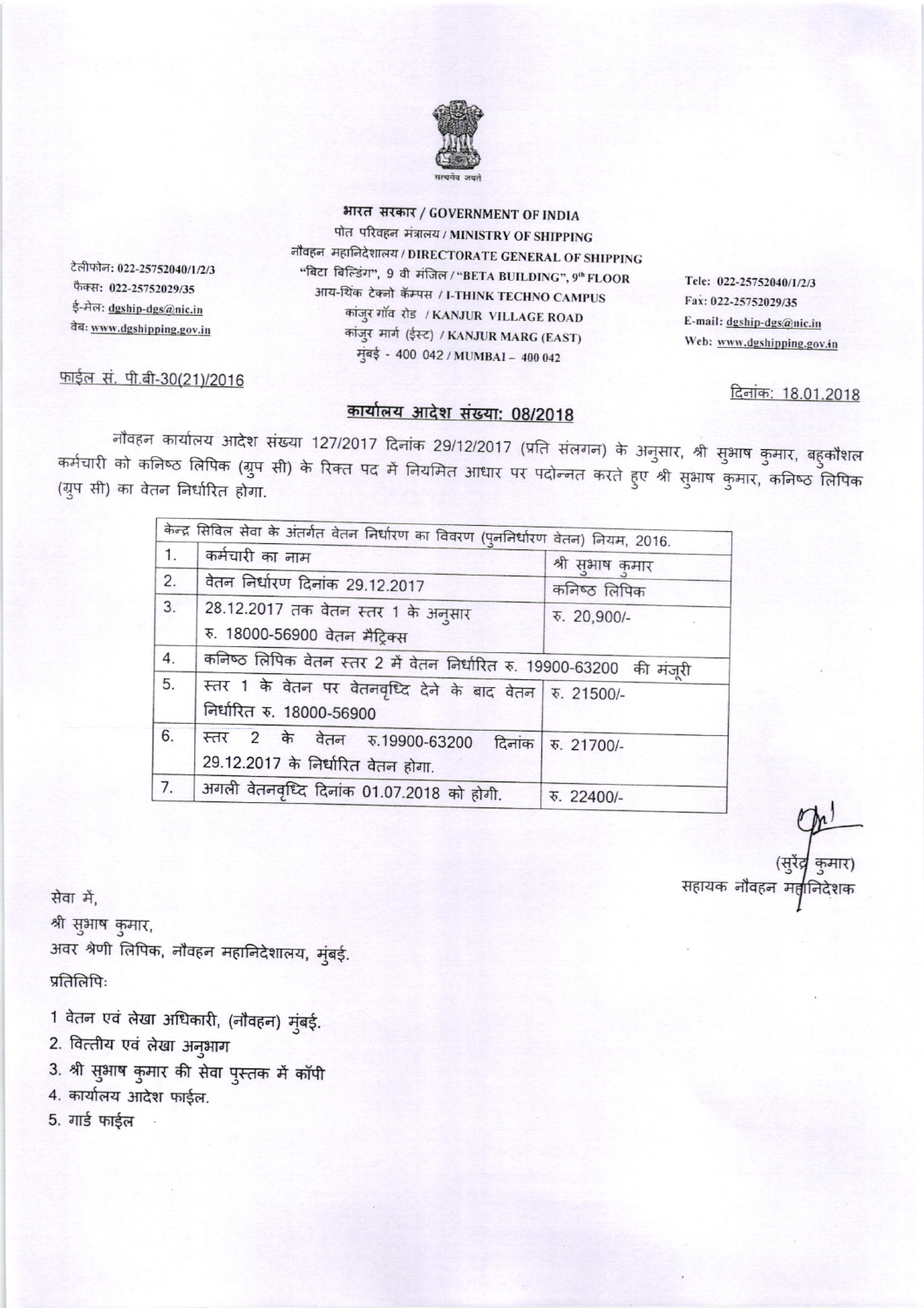सत्यमेव जयते

**भारत सरकार / GOVERNMENT OF INDIA**
पोत परिवहन मंत्रालय / MINISTRY OF SHIPPING
नौवहन महानिदेशालय / DIRECTORATE GENERAL OF SHIPPING
"बिटा बिल्डिंग", 9 वी मंजिल / "BETA BUILDING", 9th FLOOR
आय-थिंक टेक्नो कॅम्पस / I-THINK TECHNO CAMPUS
कांजुर गॉव रोड / KANJUR VILLAGE ROAD
कांजुर मार्ग (ईस्ट) / KANJUR MARG (EAST)
मुंबई - 400 042 / MUMBAI – 400 042

टेलीफोन: 022-25752040/1/2/3
फैक्स: 022-25752029/35
ई-मेल: dgship-dgs@nic.in
वेब: www.dgshipping.gov.in

Tele: 022-25752040/1/2/3
Fax: 022-25752029/35
E-mail: dgship-dgs@nic.in
Web: www.dgshipping.gov.in

फाईल सं. पी.बी-30(21)/2016

दिनांक: 18.01.2018

## कार्यालय आदेश संख्या: 08/2018

नौवहन कार्यालय आदेश संख्या 127/2017 दिनांक 29/12/2017 (प्रति संलग्न) के अनुसार, श्री सुभाष कुमार, बहुकौशल कर्मचारी को कनिष्ठ लिपिक (ग्रुप सी) के रिक्त पद में नियमित आधार पर पदोन्नत करते हुए श्री सुभाष कुमार, कनिष्ठ लिपिक (ग्रुप सी) का वेतन निर्धारित होगा.

| केन्द्र सिविल सेवा के अंतर्गत वेतन निर्धारण का विवरण (पुनर्निर्धारण वेतन) नियम, 2016. | | |
|---|---|---|
| 1. | कर्मचारी का नाम | श्री सुभाष कुमार |
| 2. | वेतन निर्धारण दिनांक 29.12.2017 | कनिष्ठ लिपिक |
| 3. | 28.12.2017 तक वेतन स्तर 1 के अनुसार रु. 18000-56900 वेतन मैट्रिक्स | रु. 20,900/- |
| 4. | कनिष्ठ लिपिक वेतन स्तर 2 में वेतन निर्धारित रु. 19900-63200 की मंजूरी | |
| 5. | स्तर 1 के वेतन पर वेतनवृध्दि देने के बाद वेतन निर्धारित रु. 18000-56900 | रु. 21500/- |
| 6. | स्तर 2 के वेतन रु.19900-63200 दिनांक 29.12.2017 के निर्धारित वेतन होगा. | रु. 21700/- |
| 7. | अगली वेतनवृध्दि दिनांक 01.07.2018 को होगी. | रु. 22400/- |

(सुरेंद्र कुमार)
सहायक नौवहन महानिदेशक

सेवा में,
श्री सुभाष कुमार,
अवर श्रेणी लिपिक, नौवहन महानिदेशालय, मुंबई.

प्रतिलिपिः

1 वेतन एवं लेखा अधिकारी, (नौवहन) मुंबई.
2. वित्तीय एवं लेखा अनुभाग
3. श्री सुभाष कुमार की सेवा पुस्तक में कॉपी
4. कार्यालय आदेश फाईल.
5. गार्ड फाईल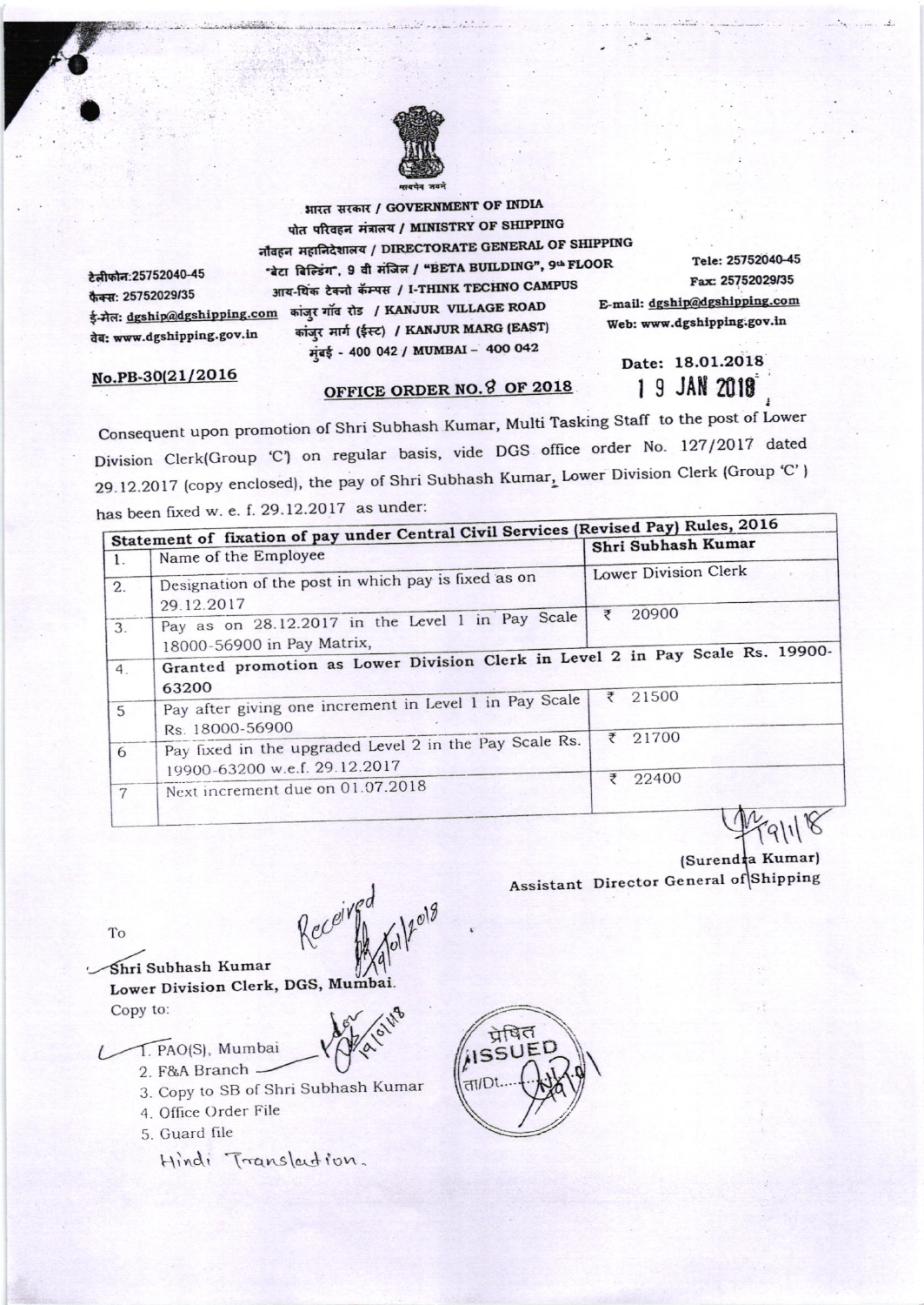भारत सरकार / GOVERNMENT OF INDIA
पोत परिवहन मंत्रालय / MINISTRY OF SHIPPING
नौवहन महानिदेशालय / DIRECTORATE GENERAL OF SHIPPING
"बेटा बिल्डिंग", 9 वी मंजिल / "BETA BUILDING", 9th FLOOR
आय-थिंक टेक्नो कॅम्पस / I-THINK TECHNO CAMPUS
कांजुर गाँव रोड / KANJUR VILLAGE ROAD
कांजुर मार्ग (ईस्ट) / KANJUR MARG (EAST)
मुंबई - 400 042 / MUMBAI - 400 042

टेलीफोन:25752040-45
फैक्स: 25752029/35
ई-मेल: dgship@dgshipping.com
वेब: www.dgshipping.gov.in

Tele: 25752040-45
Fax: 25752029/35
E-mail: dgship@dgshipping.com
Web: www.dgshipping.gov.in

No.PB-30(21/2016

Date: 18.01.2018
19 JAN 2018

## OFFICE ORDER NO. 8 OF 2018

Consequent upon promotion of Shri Subhash Kumar, Multi Tasking Staff to the post of Lower Division Clerk(Group 'C') on regular basis, vide DGS office order No. 127/2017 dated 29.12.2017 (copy enclosed), the pay of Shri Subhash Kumar, Lower Division Clerk (Group 'C') has been fixed w. e. f. 29.12.2017 as under:

| Statement of fixation of pay under Central Civil Services (Revised Pay) Rules, 2016 | | |
|---|---|---|
| 1. | Name of the Employee | Shri Subhash Kumar |
| 2. | Designation of the post in which pay is fixed as on 29.12.2017 | Lower Division Clerk |
| 3. | Pay as on 28.12.2017 in the Level 1 in Pay Scale 18000-56900 in Pay Matrix, | ₹ 20900 |
| 4. | Granted promotion as Lower Division Clerk in Level 2 in Pay Scale Rs. 19900-63200 | |
| 5 | Pay after giving one increment in Level 1 in Pay Scale Rs. 18000-56900 | ₹ 21500 |
| 6 | Pay fixed in the upgraded Level 2 in the Pay Scale Rs. 19900-63200 w.e.f. 29.12.2017 | ₹ 21700 |
| 7 | Next increment due on 01.07.2018 | ₹ 22400 |

(Surendra Kumar)
Assistant Director General of Shipping

To

Shri Subhash Kumar
Lower Division Clerk, DGS, Mumbai.

Received 19/01/2018

Copy to:

1. PAO(S), Mumbai
2. F&A Branch
3. Copy to SB of Shri Subhash Kumar
4. Office Order File
5. Guard file

Hindi Translation.

प्रेषित ISSUED ता/Dt.